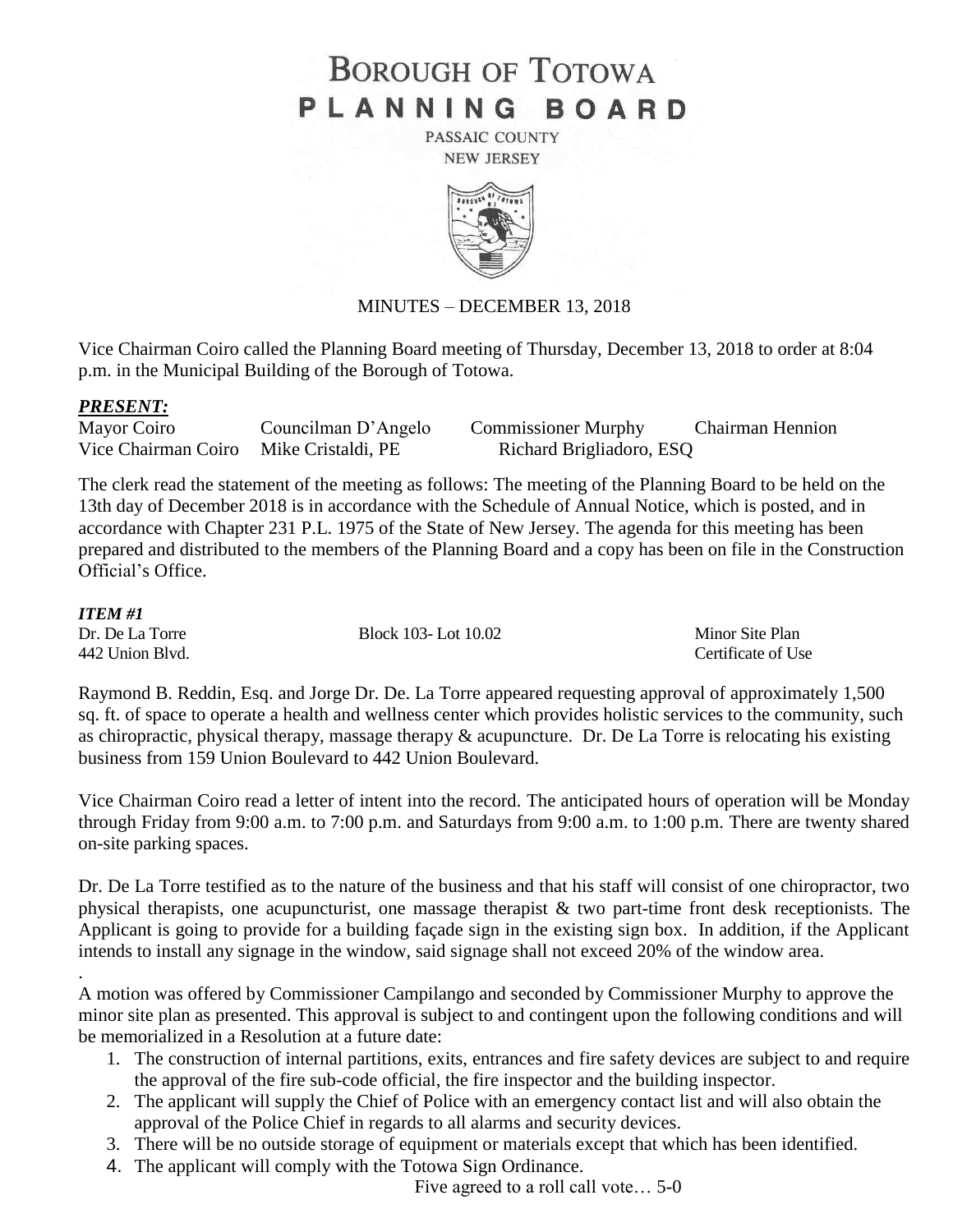# BOROUGH OF TOTOWA
# PLANNING BOARD

PASSAIC COUNTY
NEW JERSEY

MINUTES – DECEMBER 13, 2018

Vice Chairman Coiro called the Planning Board meeting of Thursday, December 13, 2018 to order at 8:04 p.m. in the Municipal Building of the Borough of Totowa.

### *PRESENT:*

| | | | |
|---|---|---|---|
| Mayor Coiro | Councilman D'Angelo | Commissioner Murphy | Chairman Hennion |
| Vice Chairman Coiro | Mike Cristaldi, PE | Richard Brigliadoro, ESQ | |

The clerk read the statement of the meeting as follows: The meeting of the Planning Board to be held on the 13th day of December 2018 is in accordance with the Schedule of Annual Notice, which is posted, and in accordance with Chapter 231 P.L. 1975 of the State of New Jersey. The agenda for this meeting has been prepared and distributed to the members of the Planning Board and a copy has been on file in the Construction Official's Office.

### *ITEM #1*

| | | |
|---|---|---|
| Dr. De La Torre | Block 103- Lot 10.02 | Minor Site Plan |
| 442 Union Blvd. | | Certificate of Use |

Raymond B. Reddin, Esq. and Jorge Dr. De. La Torre appeared requesting approval of approximately 1,500 sq. ft. of space to operate a health and wellness center which provides holistic services to the community, such as chiropractic, physical therapy, massage therapy & acupuncture. Dr. De La Torre is relocating his existing business from 159 Union Boulevard to 442 Union Boulevard.

Vice Chairman Coiro read a letter of intent into the record. The anticipated hours of operation will be Monday through Friday from 9:00 a.m. to 7:00 p.m. and Saturdays from 9:00 a.m. to 1:00 p.m. There are twenty shared on-site parking spaces.

Dr. De La Torre testified as to the nature of the business and that his staff will consist of one chiropractor, two physical therapists, one acupuncturist, one massage therapist & two part-time front desk receptionists. The Applicant is going to provide for a building façade sign in the existing sign box. In addition, if the Applicant intends to install any signage in the window, said signage shall not exceed 20% of the window area.

.
A motion was offered by Commissioner Campilango and seconded by Commissioner Murphy to approve the minor site plan as presented. This approval is subject to and contingent upon the following conditions and will be memorialized in a Resolution at a future date:

1. The construction of internal partitions, exits, entrances and fire safety devices are subject to and require the approval of the fire sub-code official, the fire inspector and the building inspector.
2. The applicant will supply the Chief of Police with an emergency contact list and will also obtain the approval of the Police Chief in regards to all alarms and security devices.
3. There will be no outside storage of equipment or materials except that which has been identified.
4. The applicant will comply with the Totowa Sign Ordinance.

Five agreed to a roll call vote… 5-0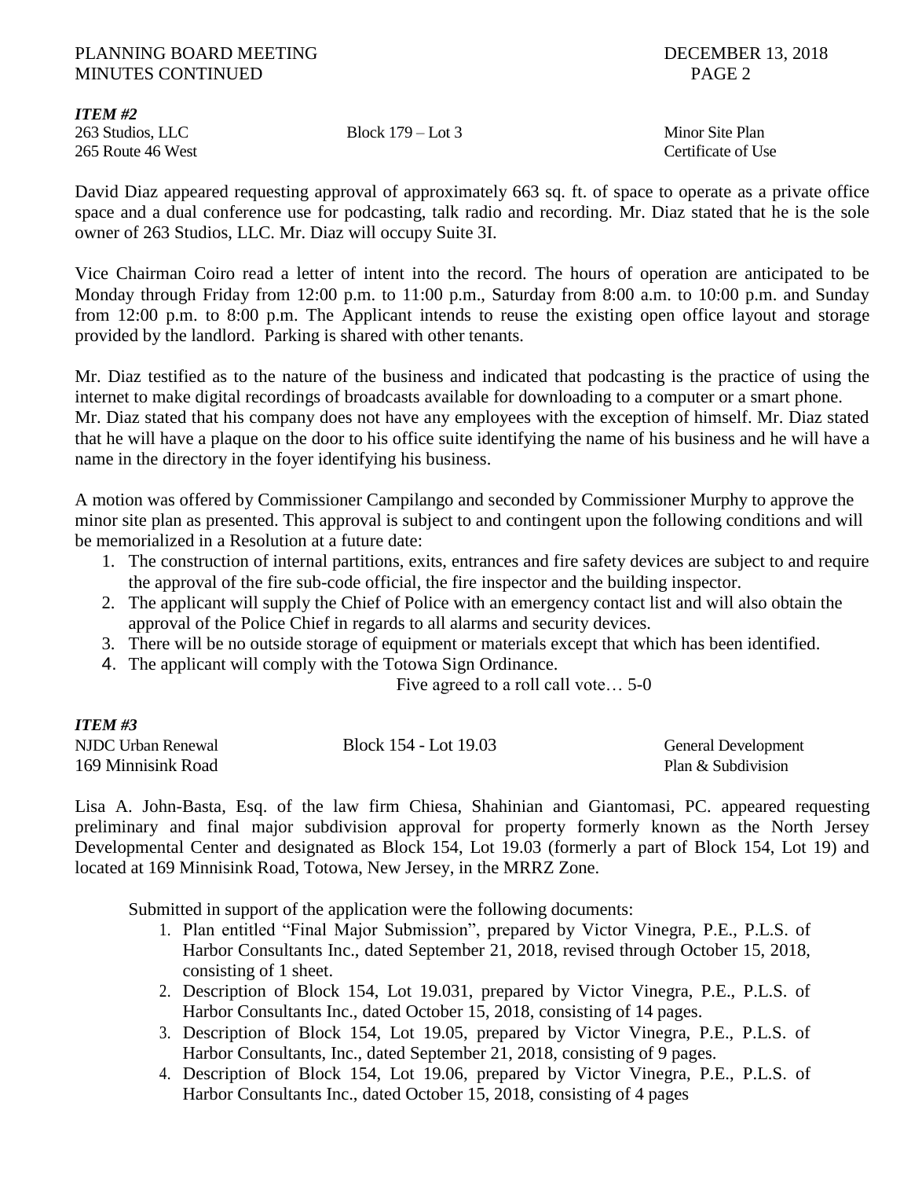*ITEM #2*

263 Studios, LLC　　Block 179 – Lot 3　　Minor Site Plan
265 Route 46 West　　Certificate of Use

David Diaz appeared requesting approval of approximately 663 sq. ft. of space to operate as a private office space and a dual conference use for podcasting, talk radio and recording. Mr. Diaz stated that he is the sole owner of 263 Studios, LLC. Mr. Diaz will occupy Suite 3I.

Vice Chairman Coiro read a letter of intent into the record. The hours of operation are anticipated to be Monday through Friday from 12:00 p.m. to 11:00 p.m., Saturday from 8:00 a.m. to 10:00 p.m. and Sunday from 12:00 p.m. to 8:00 p.m. The Applicant intends to reuse the existing open office layout and storage provided by the landlord. Parking is shared with other tenants.

Mr. Diaz testified as to the nature of the business and indicated that podcasting is the practice of using the internet to make digital recordings of broadcasts available for downloading to a computer or a smart phone. Mr. Diaz stated that his company does not have any employees with the exception of himself. Mr. Diaz stated that he will have a plaque on the door to his office suite identifying the name of his business and he will have a name in the directory in the foyer identifying his business.

A motion was offered by Commissioner Campilango and seconded by Commissioner Murphy to approve the minor site plan as presented. This approval is subject to and contingent upon the following conditions and will be memorialized in a Resolution at a future date:

1. The construction of internal partitions, exits, entrances and fire safety devices are subject to and require the approval of the fire sub-code official, the fire inspector and the building inspector.
2. The applicant will supply the Chief of Police with an emergency contact list and will also obtain the approval of the Police Chief in regards to all alarms and security devices.
3. There will be no outside storage of equipment or materials except that which has been identified.
4. The applicant will comply with the Totowa Sign Ordinance.

Five agreed to a roll call vote… 5-0

*ITEM #3*

NJDC Urban Renewal　　Block 154 - Lot 19.03　　General Development
169 Minnisink Road　　Plan & Subdivision

Lisa A. John-Basta, Esq. of the law firm Chiesa, Shahinian and Giantomasi, PC. appeared requesting preliminary and final major subdivision approval for property formerly known as the North Jersey Developmental Center and designated as Block 154, Lot 19.03 (formerly a part of Block 154, Lot 19) and located at 169 Minnisink Road, Totowa, New Jersey, in the MRRZ Zone.

Submitted in support of the application were the following documents:

1. Plan entitled "Final Major Submission", prepared by Victor Vinegra, P.E., P.L.S. of Harbor Consultants Inc., dated September 21, 2018, revised through October 15, 2018, consisting of 1 sheet.
2. Description of Block 154, Lot 19.031, prepared by Victor Vinegra, P.E., P.L.S. of Harbor Consultants Inc., dated October 15, 2018, consisting of 14 pages.
3. Description of Block 154, Lot 19.05, prepared by Victor Vinegra, P.E., P.L.S. of Harbor Consultants, Inc., dated September 21, 2018, consisting of 9 pages.
4. Description of Block 154, Lot 19.06, prepared by Victor Vinegra, P.E., P.L.S. of Harbor Consultants Inc., dated October 15, 2018, consisting of 4 pages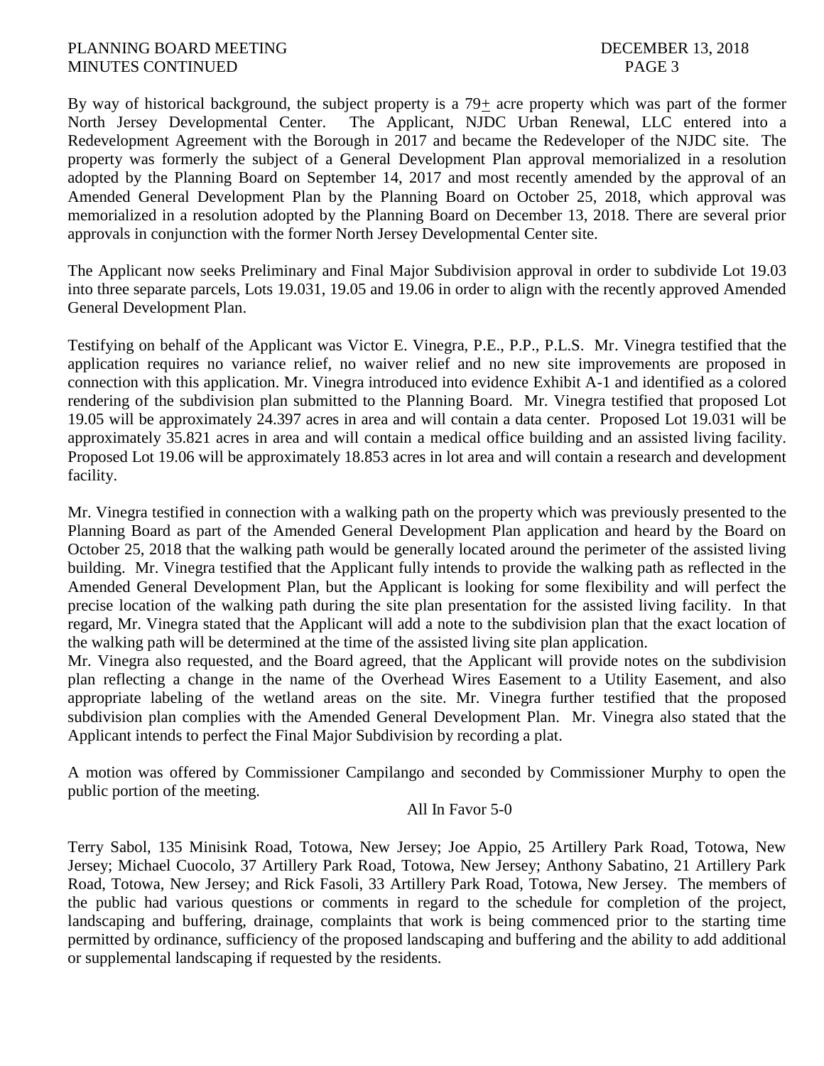By way of historical background, the subject property is a 79± acre property which was part of the former North Jersey Developmental Center. The Applicant, NJDC Urban Renewal, LLC entered into a Redevelopment Agreement with the Borough in 2017 and became the Redeveloper of the NJDC site. The property was formerly the subject of a General Development Plan approval memorialized in a resolution adopted by the Planning Board on September 14, 2017 and most recently amended by the approval of an Amended General Development Plan by the Planning Board on October 25, 2018, which approval was memorialized in a resolution adopted by the Planning Board on December 13, 2018. There are several prior approvals in conjunction with the former North Jersey Developmental Center site.

The Applicant now seeks Preliminary and Final Major Subdivision approval in order to subdivide Lot 19.03 into three separate parcels, Lots 19.031, 19.05 and 19.06 in order to align with the recently approved Amended General Development Plan.

Testifying on behalf of the Applicant was Victor E. Vinegra, P.E., P.P., P.L.S. Mr. Vinegra testified that the application requires no variance relief, no waiver relief and no new site improvements are proposed in connection with this application. Mr. Vinegra introduced into evidence Exhibit A-1 and identified as a colored rendering of the subdivision plan submitted to the Planning Board. Mr. Vinegra testified that proposed Lot 19.05 will be approximately 24.397 acres in area and will contain a data center. Proposed Lot 19.031 will be approximately 35.821 acres in area and will contain a medical office building and an assisted living facility. Proposed Lot 19.06 will be approximately 18.853 acres in lot area and will contain a research and development facility.

Mr. Vinegra testified in connection with a walking path on the property which was previously presented to the Planning Board as part of the Amended General Development Plan application and heard by the Board on October 25, 2018 that the walking path would be generally located around the perimeter of the assisted living building. Mr. Vinegra testified that the Applicant fully intends to provide the walking path as reflected in the Amended General Development Plan, but the Applicant is looking for some flexibility and will perfect the precise location of the walking path during the site plan presentation for the assisted living facility. In that regard, Mr. Vinegra stated that the Applicant will add a note to the subdivision plan that the exact location of the walking path will be determined at the time of the assisted living site plan application.
Mr. Vinegra also requested, and the Board agreed, that the Applicant will provide notes on the subdivision plan reflecting a change in the name of the Overhead Wires Easement to a Utility Easement, and also appropriate labeling of the wetland areas on the site. Mr. Vinegra further testified that the proposed subdivision plan complies with the Amended General Development Plan. Mr. Vinegra also stated that the Applicant intends to perfect the Final Major Subdivision by recording a plat.

A motion was offered by Commissioner Campilango and seconded by Commissioner Murphy to open the public portion of the meeting.

All In Favor 5-0

Terry Sabol, 135 Minisink Road, Totowa, New Jersey; Joe Appio, 25 Artillery Park Road, Totowa, New Jersey; Michael Cuocolo, 37 Artillery Park Road, Totowa, New Jersey; Anthony Sabatino, 21 Artillery Park Road, Totowa, New Jersey; and Rick Fasoli, 33 Artillery Park Road, Totowa, New Jersey. The members of the public had various questions or comments in regard to the schedule for completion of the project, landscaping and buffering, drainage, complaints that work is being commenced prior to the starting time permitted by ordinance, sufficiency of the proposed landscaping and buffering and the ability to add additional or supplemental landscaping if requested by the residents.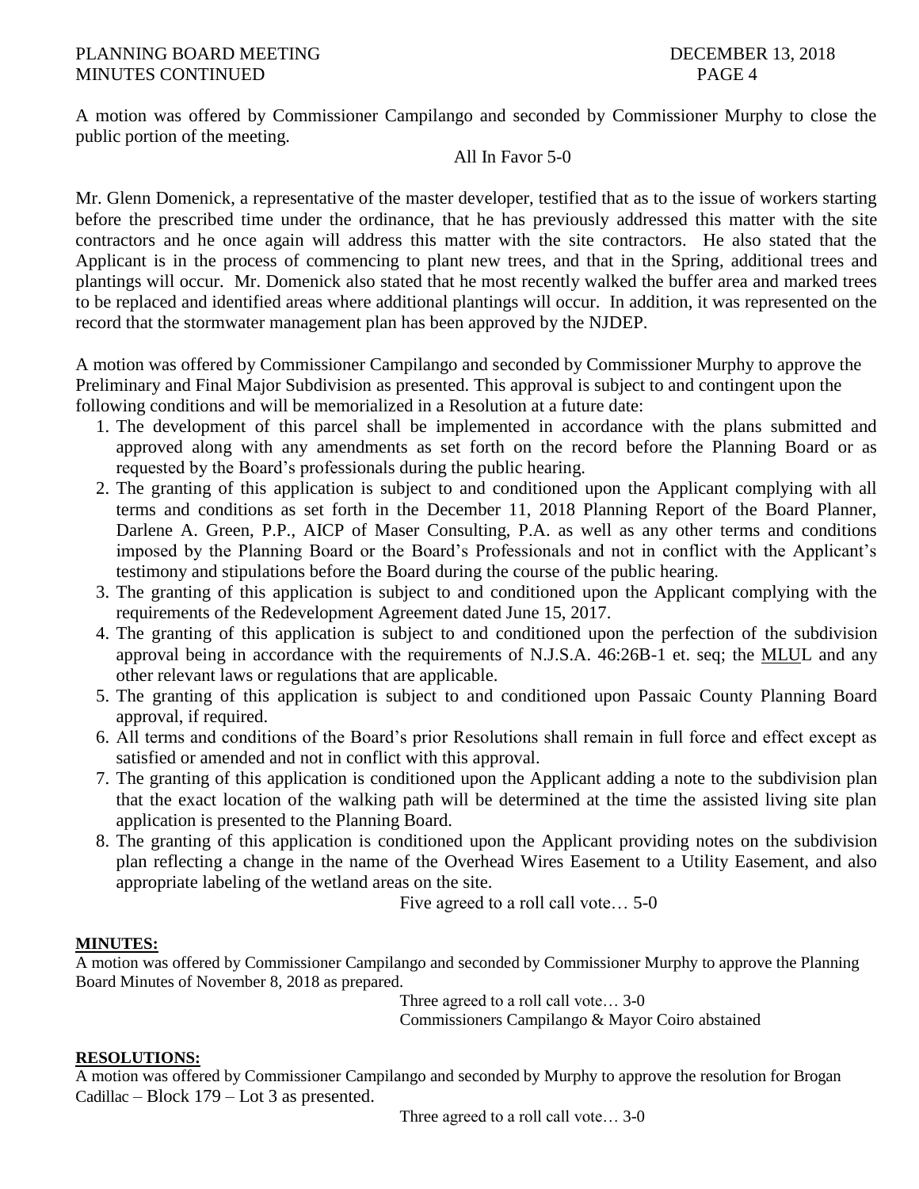A motion was offered by Commissioner Campilango and seconded by Commissioner Murphy to close the public portion of the meeting.

All In Favor 5-0

Mr. Glenn Domenick, a representative of the master developer, testified that as to the issue of workers starting before the prescribed time under the ordinance, that he has previously addressed this matter with the site contractors and he once again will address this matter with the site contractors. He also stated that the Applicant is in the process of commencing to plant new trees, and that in the Spring, additional trees and plantings will occur. Mr. Domenick also stated that he most recently walked the buffer area and marked trees to be replaced and identified areas where additional plantings will occur. In addition, it was represented on the record that the stormwater management plan has been approved by the NJDEP.

A motion was offered by Commissioner Campilango and seconded by Commissioner Murphy to approve the Preliminary and Final Major Subdivision as presented. This approval is subject to and contingent upon the following conditions and will be memorialized in a Resolution at a future date:

1. The development of this parcel shall be implemented in accordance with the plans submitted and approved along with any amendments as set forth on the record before the Planning Board or as requested by the Board's professionals during the public hearing.
2. The granting of this application is subject to and conditioned upon the Applicant complying with all terms and conditions as set forth in the December 11, 2018 Planning Report of the Board Planner, Darlene A. Green, P.P., AICP of Maser Consulting, P.A. as well as any other terms and conditions imposed by the Planning Board or the Board's Professionals and not in conflict with the Applicant's testimony and stipulations before the Board during the course of the public hearing.
3. The granting of this application is subject to and conditioned upon the Applicant complying with the requirements of the Redevelopment Agreement dated June 15, 2017.
4. The granting of this application is subject to and conditioned upon the perfection of the subdivision approval being in accordance with the requirements of N.J.S.A. 46:26B-1 et. seq; the MLUL and any other relevant laws or regulations that are applicable.
5. The granting of this application is subject to and conditioned upon Passaic County Planning Board approval, if required.
6. All terms and conditions of the Board's prior Resolutions shall remain in full force and effect except as satisfied or amended and not in conflict with this approval.
7. The granting of this application is conditioned upon the Applicant adding a note to the subdivision plan that the exact location of the walking path will be determined at the time the assisted living site plan application is presented to the Planning Board.
8. The granting of this application is conditioned upon the Applicant providing notes on the subdivision plan reflecting a change in the name of the Overhead Wires Easement to a Utility Easement, and also appropriate labeling of the wetland areas on the site.

Five agreed to a roll call vote… 5-0

**MINUTES:**

A motion was offered by Commissioner Campilango and seconded by Commissioner Murphy to approve the Planning Board Minutes of November 8, 2018 as prepared.

Three agreed to a roll call vote… 3-0
Commissioners Campilango & Mayor Coiro abstained

**RESOLUTIONS:**

A motion was offered by Commissioner Campilango and seconded by Murphy to approve the resolution for Brogan Cadillac – Block 179 – Lot 3 as presented.

Three agreed to a roll call vote… 3-0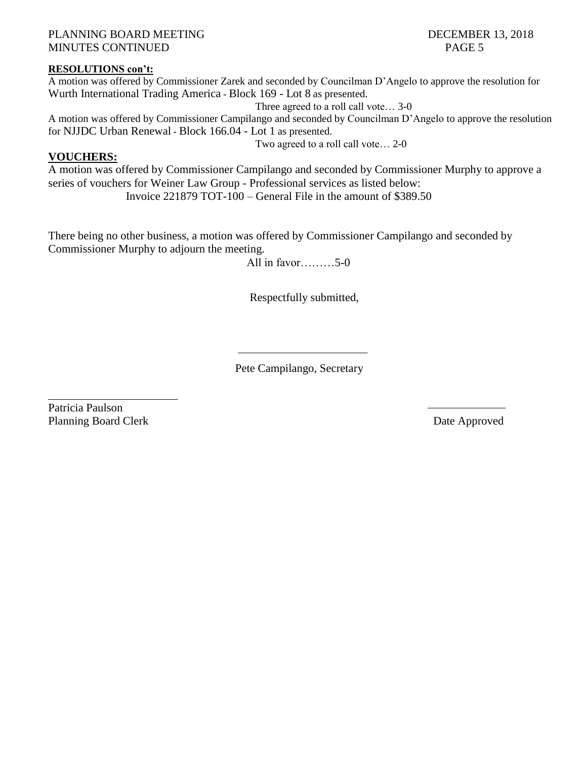**RESOLUTIONS con't:**

A motion was offered by Commissioner Zarek and seconded by Councilman D'Angelo to approve the resolution for Wurth International Trading America - Block 169 - Lot 8 as presented.

Three agreed to a roll call vote… 3-0

A motion was offered by Commissioner Campilango and seconded by Councilman D'Angelo to approve the resolution for NJJDC Urban Renewal - Block 166.04 - Lot 1 as presented.

Two agreed to a roll call vote… 2-0

**VOUCHERS:**

A motion was offered by Commissioner Campilango and seconded by Commissioner Murphy to approve a series of vouchers for Weiner Law Group - Professional services as listed below:

Invoice 221879 TOT-100 – General File in the amount of $389.50

There being no other business, a motion was offered by Commissioner Campilango and seconded by Commissioner Murphy to adjourn the meeting.

All in favor………5-0

Respectfully submitted,

_______________________

Pete Campilango, Secretary

_______________________

Patricia Paulson
Planning Board Clerk

______________

Date Approved